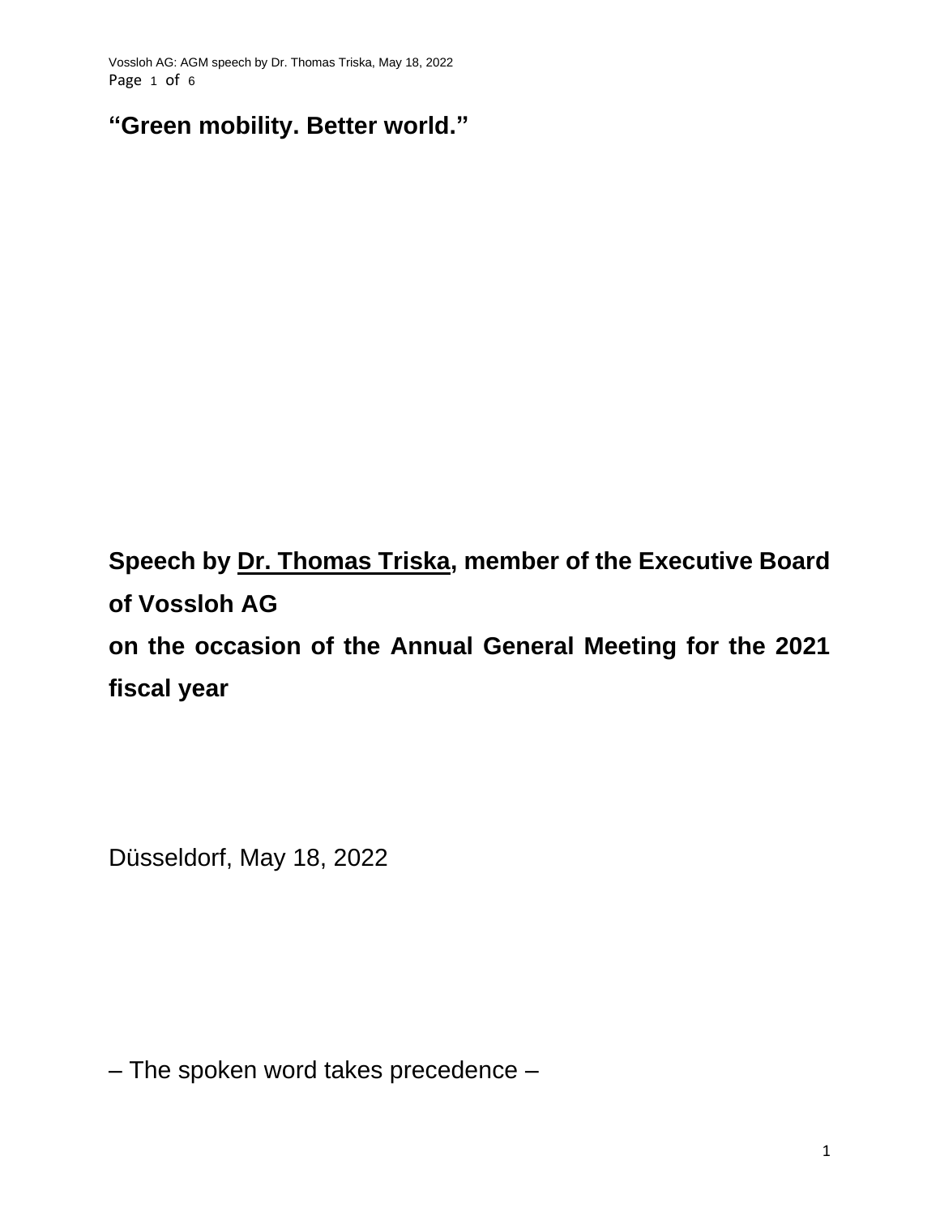# “Green mobility. Better world.”

**Speech by Dr. Thomas Triska, member of the Executive Board of Vossloh AG**
**on the occasion of the Annual General Meeting for the 2021 fiscal year**

Düsseldorf, May 18, 2022

– The spoken word takes precedence –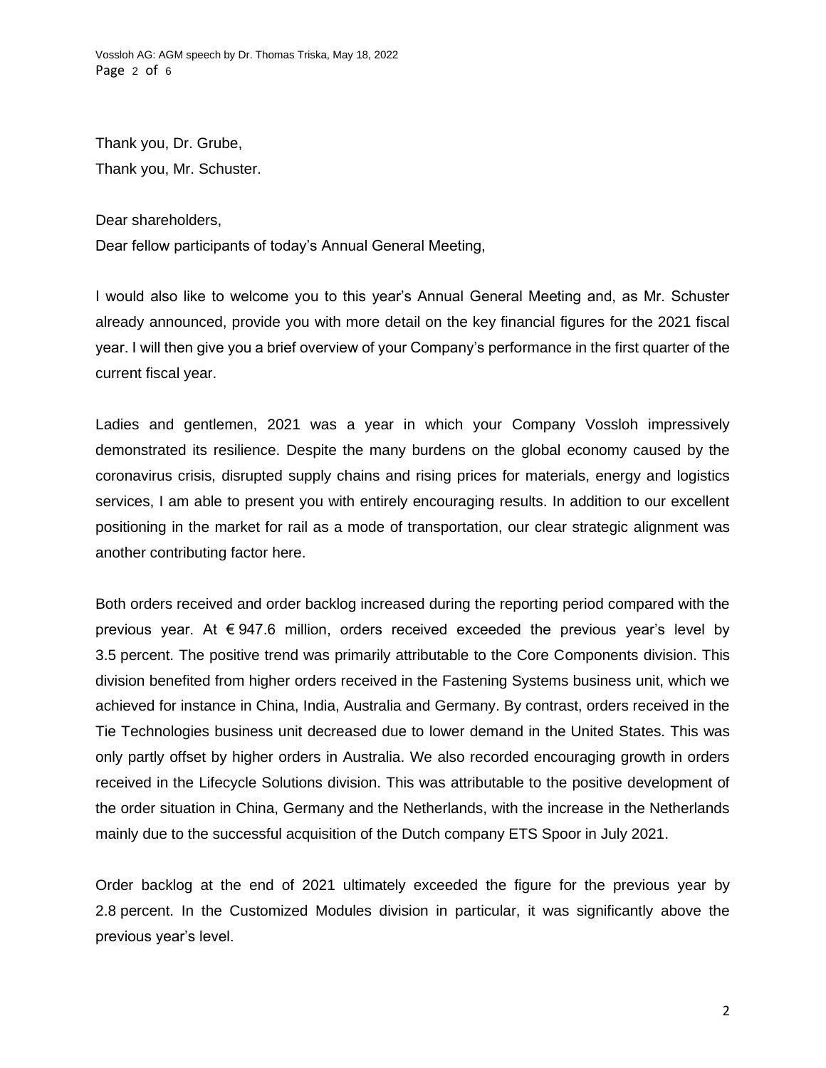Thank you, Dr. Grube,
Thank you, Mr. Schuster.

Dear shareholders,
Dear fellow participants of today's Annual General Meeting,

I would also like to welcome you to this year's Annual General Meeting and, as Mr. Schuster already announced, provide you with more detail on the key financial figures for the 2021 fiscal year. I will then give you a brief overview of your Company's performance in the first quarter of the current fiscal year.

Ladies and gentlemen, 2021 was a year in which your Company Vossloh impressively demonstrated its resilience. Despite the many burdens on the global economy caused by the coronavirus crisis, disrupted supply chains and rising prices for materials, energy and logistics services, I am able to present you with entirely encouraging results. In addition to our excellent positioning in the market for rail as a mode of transportation, our clear strategic alignment was another contributing factor here.

Both orders received and order backlog increased during the reporting period compared with the previous year. At € 947.6 million, orders received exceeded the previous year's level by 3.5 percent. The positive trend was primarily attributable to the Core Components division. This division benefited from higher orders received in the Fastening Systems business unit, which we achieved for instance in China, India, Australia and Germany. By contrast, orders received in the Tie Technologies business unit decreased due to lower demand in the United States. This was only partly offset by higher orders in Australia. We also recorded encouraging growth in orders received in the Lifecycle Solutions division. This was attributable to the positive development of the order situation in China, Germany and the Netherlands, with the increase in the Netherlands mainly due to the successful acquisition of the Dutch company ETS Spoor in July 2021.

Order backlog at the end of 2021 ultimately exceeded the figure for the previous year by 2.8 percent. In the Customized Modules division in particular, it was significantly above the previous year's level.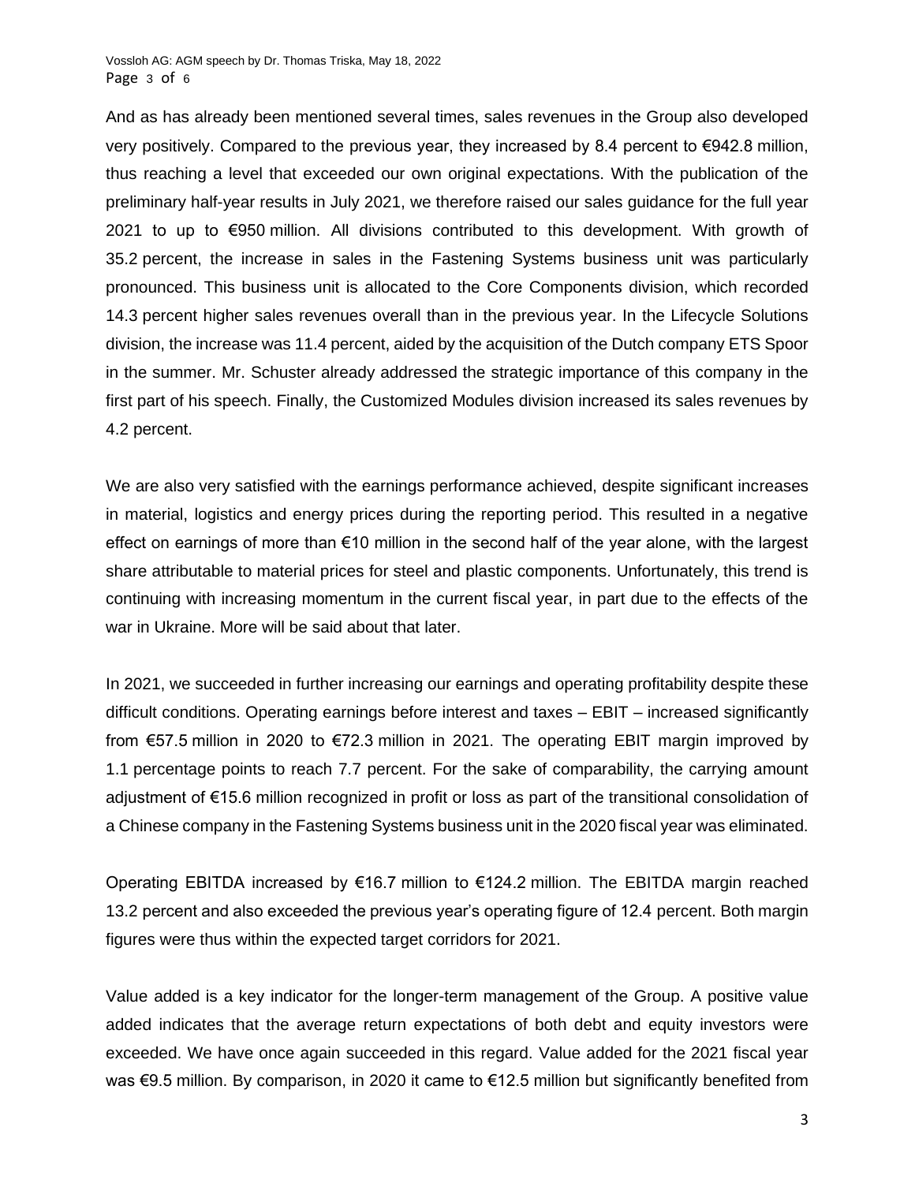And as has already been mentioned several times, sales revenues in the Group also developed very positively. Compared to the previous year, they increased by 8.4 percent to €942.8 million, thus reaching a level that exceeded our own original expectations. With the publication of the preliminary half-year results in July 2021, we therefore raised our sales guidance for the full year 2021 to up to €950 million. All divisions contributed to this development. With growth of 35.2 percent, the increase in sales in the Fastening Systems business unit was particularly pronounced. This business unit is allocated to the Core Components division, which recorded 14.3 percent higher sales revenues overall than in the previous year. In the Lifecycle Solutions division, the increase was 11.4 percent, aided by the acquisition of the Dutch company ETS Spoor in the summer. Mr. Schuster already addressed the strategic importance of this company in the first part of his speech. Finally, the Customized Modules division increased its sales revenues by 4.2 percent.

We are also very satisfied with the earnings performance achieved, despite significant increases in material, logistics and energy prices during the reporting period. This resulted in a negative effect on earnings of more than €10 million in the second half of the year alone, with the largest share attributable to material prices for steel and plastic components. Unfortunately, this trend is continuing with increasing momentum in the current fiscal year, in part due to the effects of the war in Ukraine. More will be said about that later.

In 2021, we succeeded in further increasing our earnings and operating profitability despite these difficult conditions. Operating earnings before interest and taxes – EBIT – increased significantly from €57.5 million in 2020 to €72.3 million in 2021. The operating EBIT margin improved by 1.1 percentage points to reach 7.7 percent. For the sake of comparability, the carrying amount adjustment of €15.6 million recognized in profit or loss as part of the transitional consolidation of a Chinese company in the Fastening Systems business unit in the 2020 fiscal year was eliminated.

Operating EBITDA increased by €16.7 million to €124.2 million. The EBITDA margin reached 13.2 percent and also exceeded the previous year's operating figure of 12.4 percent. Both margin figures were thus within the expected target corridors for 2021.

Value added is a key indicator for the longer-term management of the Group. A positive value added indicates that the average return expectations of both debt and equity investors were exceeded. We have once again succeeded in this regard. Value added for the 2021 fiscal year was €9.5 million. By comparison, in 2020 it came to €12.5 million but significantly benefited from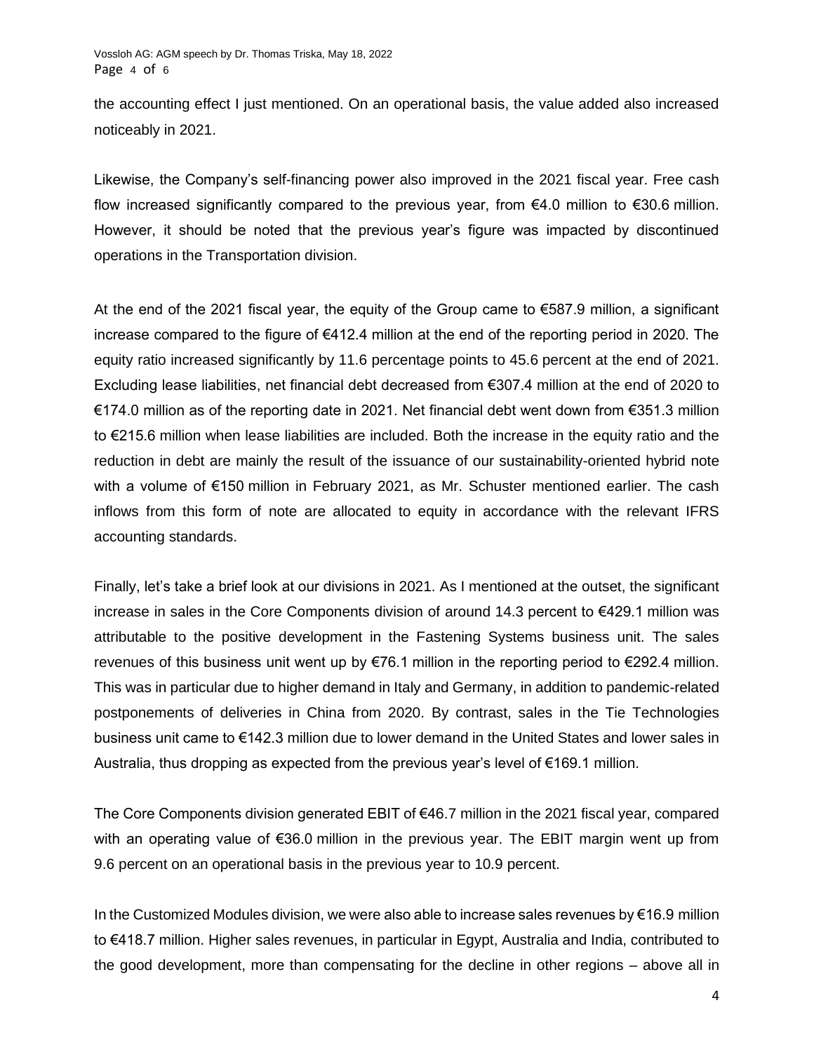the accounting effect I just mentioned. On an operational basis, the value added also increased noticeably in 2021.

Likewise, the Company's self-financing power also improved in the 2021 fiscal year. Free cash flow increased significantly compared to the previous year, from €4.0 million to €30.6 million. However, it should be noted that the previous year's figure was impacted by discontinued operations in the Transportation division.

At the end of the 2021 fiscal year, the equity of the Group came to €587.9 million, a significant increase compared to the figure of €412.4 million at the end of the reporting period in 2020. The equity ratio increased significantly by 11.6 percentage points to 45.6 percent at the end of 2021. Excluding lease liabilities, net financial debt decreased from €307.4 million at the end of 2020 to €174.0 million as of the reporting date in 2021. Net financial debt went down from €351.3 million to €215.6 million when lease liabilities are included. Both the increase in the equity ratio and the reduction in debt are mainly the result of the issuance of our sustainability-oriented hybrid note with a volume of €150 million in February 2021, as Mr. Schuster mentioned earlier. The cash inflows from this form of note are allocated to equity in accordance with the relevant IFRS accounting standards.

Finally, let's take a brief look at our divisions in 2021. As I mentioned at the outset, the significant increase in sales in the Core Components division of around 14.3 percent to €429.1 million was attributable to the positive development in the Fastening Systems business unit. The sales revenues of this business unit went up by €76.1 million in the reporting period to €292.4 million. This was in particular due to higher demand in Italy and Germany, in addition to pandemic-related postponements of deliveries in China from 2020. By contrast, sales in the Tie Technologies business unit came to €142.3 million due to lower demand in the United States and lower sales in Australia, thus dropping as expected from the previous year's level of €169.1 million.

The Core Components division generated EBIT of €46.7 million in the 2021 fiscal year, compared with an operating value of €36.0 million in the previous year. The EBIT margin went up from 9.6 percent on an operational basis in the previous year to 10.9 percent.

In the Customized Modules division, we were also able to increase sales revenues by €16.9 million to €418.7 million. Higher sales revenues, in particular in Egypt, Australia and India, contributed to the good development, more than compensating for the decline in other regions – above all in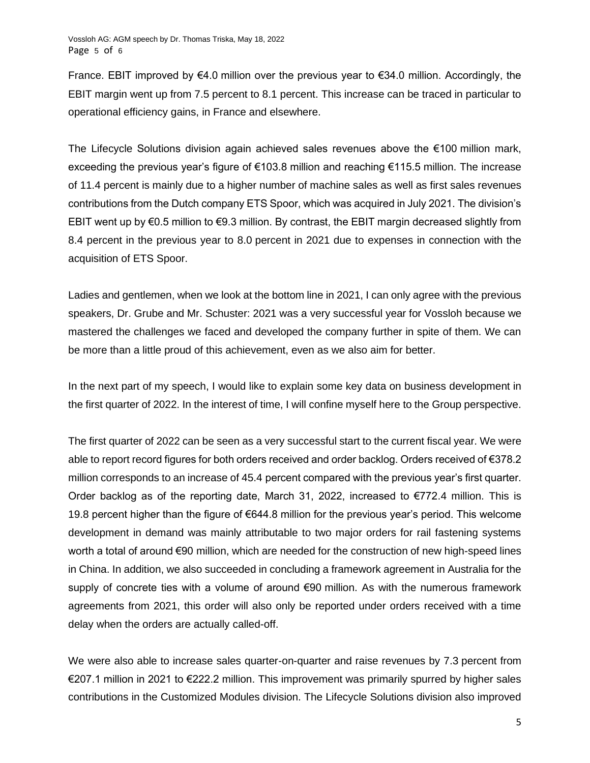France. EBIT improved by €4.0 million over the previous year to €34.0 million. Accordingly, the EBIT margin went up from 7.5 percent to 8.1 percent. This increase can be traced in particular to operational efficiency gains, in France and elsewhere.

The Lifecycle Solutions division again achieved sales revenues above the €100 million mark, exceeding the previous year's figure of €103.8 million and reaching €115.5 million. The increase of 11.4 percent is mainly due to a higher number of machine sales as well as first sales revenues contributions from the Dutch company ETS Spoor, which was acquired in July 2021. The division's EBIT went up by €0.5 million to €9.3 million. By contrast, the EBIT margin decreased slightly from 8.4 percent in the previous year to 8.0 percent in 2021 due to expenses in connection with the acquisition of ETS Spoor.

Ladies and gentlemen, when we look at the bottom line in 2021, I can only agree with the previous speakers, Dr. Grube and Mr. Schuster: 2021 was a very successful year for Vossloh because we mastered the challenges we faced and developed the company further in spite of them. We can be more than a little proud of this achievement, even as we also aim for better.

In the next part of my speech, I would like to explain some key data on business development in the first quarter of 2022. In the interest of time, I will confine myself here to the Group perspective.

The first quarter of 2022 can be seen as a very successful start to the current fiscal year. We were able to report record figures for both orders received and order backlog. Orders received of €378.2 million corresponds to an increase of 45.4 percent compared with the previous year's first quarter. Order backlog as of the reporting date, March 31, 2022, increased to €772.4 million. This is 19.8 percent higher than the figure of €644.8 million for the previous year's period. This welcome development in demand was mainly attributable to two major orders for rail fastening systems worth a total of around €90 million, which are needed for the construction of new high-speed lines in China. In addition, we also succeeded in concluding a framework agreement in Australia for the supply of concrete ties with a volume of around €90 million. As with the numerous framework agreements from 2021, this order will also only be reported under orders received with a time delay when the orders are actually called-off.

We were also able to increase sales quarter-on-quarter and raise revenues by 7.3 percent from €207.1 million in 2021 to €222.2 million. This improvement was primarily spurred by higher sales contributions in the Customized Modules division. The Lifecycle Solutions division also improved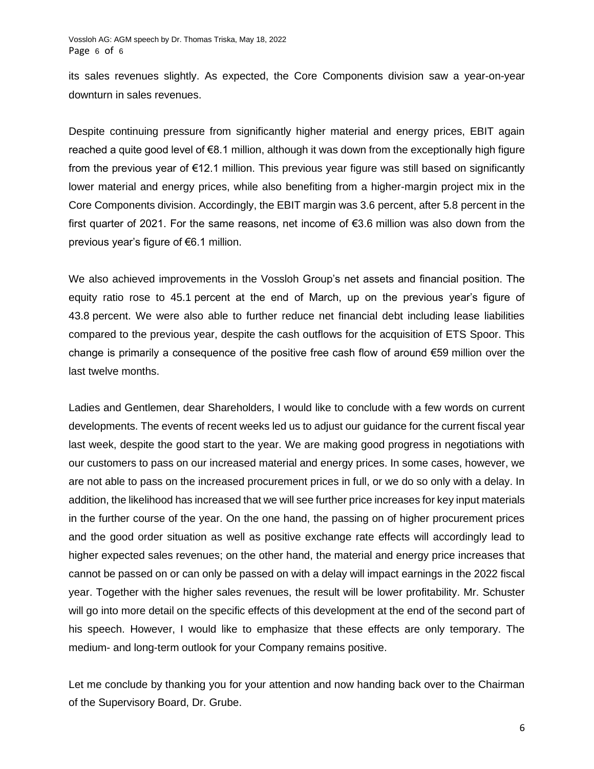its sales revenues slightly. As expected, the Core Components division saw a year-on-year downturn in sales revenues.

Despite continuing pressure from significantly higher material and energy prices, EBIT again reached a quite good level of €8.1 million, although it was down from the exceptionally high figure from the previous year of €12.1 million. This previous year figure was still based on significantly lower material and energy prices, while also benefiting from a higher-margin project mix in the Core Components division. Accordingly, the EBIT margin was 3.6 percent, after 5.8 percent in the first quarter of 2021. For the same reasons, net income of €3.6 million was also down from the previous year's figure of €6.1 million.

We also achieved improvements in the Vossloh Group's net assets and financial position. The equity ratio rose to 45.1 percent at the end of March, up on the previous year's figure of 43.8 percent. We were also able to further reduce net financial debt including lease liabilities compared to the previous year, despite the cash outflows for the acquisition of ETS Spoor. This change is primarily a consequence of the positive free cash flow of around €59 million over the last twelve months.

Ladies and Gentlemen, dear Shareholders, I would like to conclude with a few words on current developments. The events of recent weeks led us to adjust our guidance for the current fiscal year last week, despite the good start to the year. We are making good progress in negotiations with our customers to pass on our increased material and energy prices. In some cases, however, we are not able to pass on the increased procurement prices in full, or we do so only with a delay. In addition, the likelihood has increased that we will see further price increases for key input materials in the further course of the year. On the one hand, the passing on of higher procurement prices and the good order situation as well as positive exchange rate effects will accordingly lead to higher expected sales revenues; on the other hand, the material and energy price increases that cannot be passed on or can only be passed on with a delay will impact earnings in the 2022 fiscal year. Together with the higher sales revenues, the result will be lower profitability. Mr. Schuster will go into more detail on the specific effects of this development at the end of the second part of his speech. However, I would like to emphasize that these effects are only temporary. The medium- and long-term outlook for your Company remains positive.

Let me conclude by thanking you for your attention and now handing back over to the Chairman of the Supervisory Board, Dr. Grube.